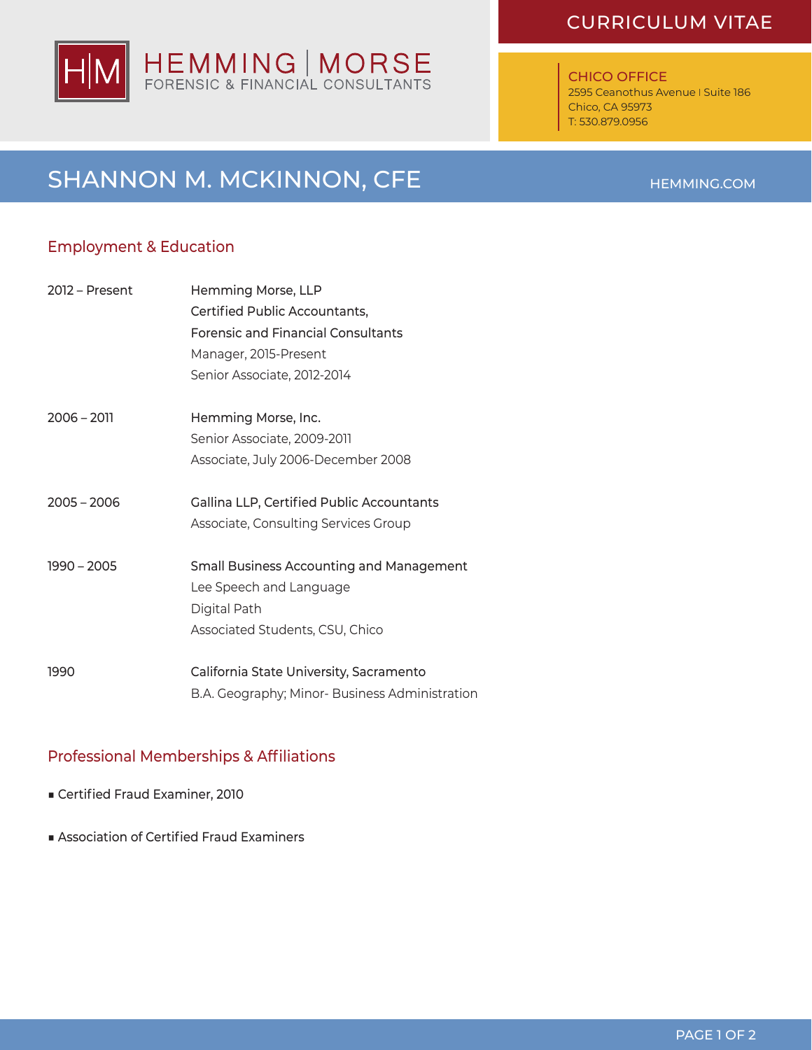HEMMING | MORSE
FORENSIC & FINANCIAL CONSULTANTS

CURRICULUM VITAE

**CHICO OFFICE**
2595 Ceanothus Avenue | Suite 186
Chico, CA 95973
T: 530.879.0956

# SHANNON M. MCKINNON, CFE

HEMMING.COM

## Employment & Education

| | |
|---|---|
| 2012 – Present | Hemming Morse, LLP<br>Certified Public Accountants,<br>Forensic and Financial Consultants<br>Manager, 2015-Present<br>Senior Associate, 2012-2014 |
| 2006 – 2011 | Hemming Morse, Inc.<br>Senior Associate, 2009-2011<br>Associate, July 2006-December 2008 |
| 2005 – 2006 | Gallina LLP, Certified Public Accountants<br>Associate, Consulting Services Group |
| 1990 – 2005 | Small Business Accounting and Management<br>Lee Speech and Language<br>Digital Path<br>Associated Students, CSU, Chico |
| 1990 | California State University, Sacramento<br>B.A. Geography; Minor- Business Administration |

## Professional Memberships & Affiliations

- Certified Fraud Examiner, 2010
- Association of Certified Fraud Examiners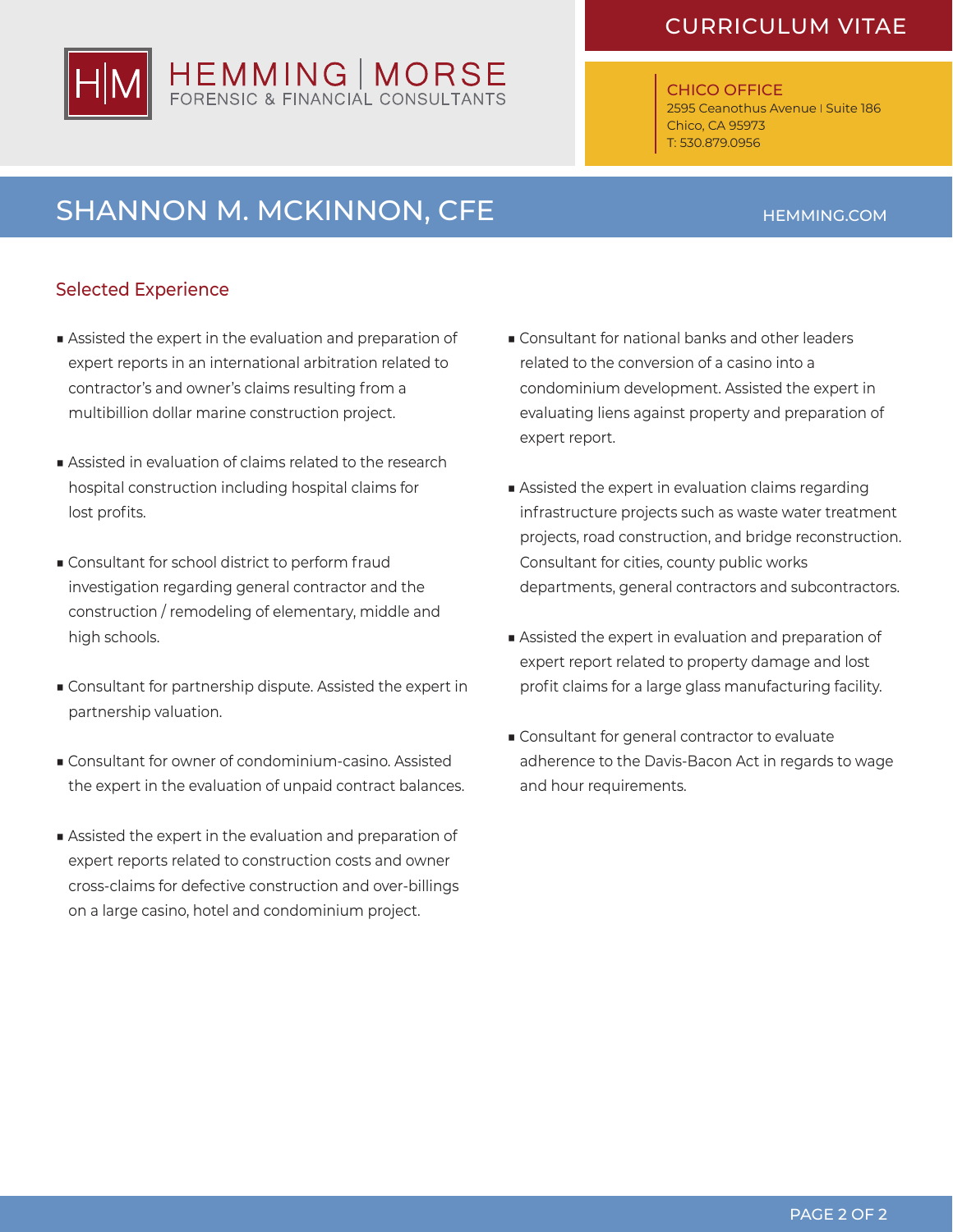# CURRICULUM VITAE

HEMMING | MORSE
FORENSIC & FINANCIAL CONSULTANTS

CHICO OFFICE
2595 Ceanothus Avenue | Suite 186
Chico, CA 95973
T: 530.879.0956

## SHANNON M. MCKINNON, CFE

HEMMING.COM

### Selected Experience

- Assisted the expert in the evaluation and preparation of expert reports in an international arbitration related to contractor's and owner's claims resulting from a multibillion dollar marine construction project.
- Assisted in evaluation of claims related to the research hospital construction including hospital claims for lost profits.
- Consultant for school district to perform fraud investigation regarding general contractor and the construction / remodeling of elementary, middle and high schools.
- Consultant for partnership dispute. Assisted the expert in partnership valuation.
- Consultant for owner of condominium-casino. Assisted the expert in the evaluation of unpaid contract balances.
- Assisted the expert in the evaluation and preparation of expert reports related to construction costs and owner cross-claims for defective construction and over-billings on a large casino, hotel and condominium project.
- Consultant for national banks and other leaders related to the conversion of a casino into a condominium development. Assisted the expert in evaluating liens against property and preparation of expert report.
- Assisted the expert in evaluation claims regarding infrastructure projects such as waste water treatment projects, road construction, and bridge reconstruction. Consultant for cities, county public works departments, general contractors and subcontractors.
- Assisted the expert in evaluation and preparation of expert report related to property damage and lost profit claims for a large glass manufacturing facility.
- Consultant for general contractor to evaluate adherence to the Davis-Bacon Act in regards to wage and hour requirements.